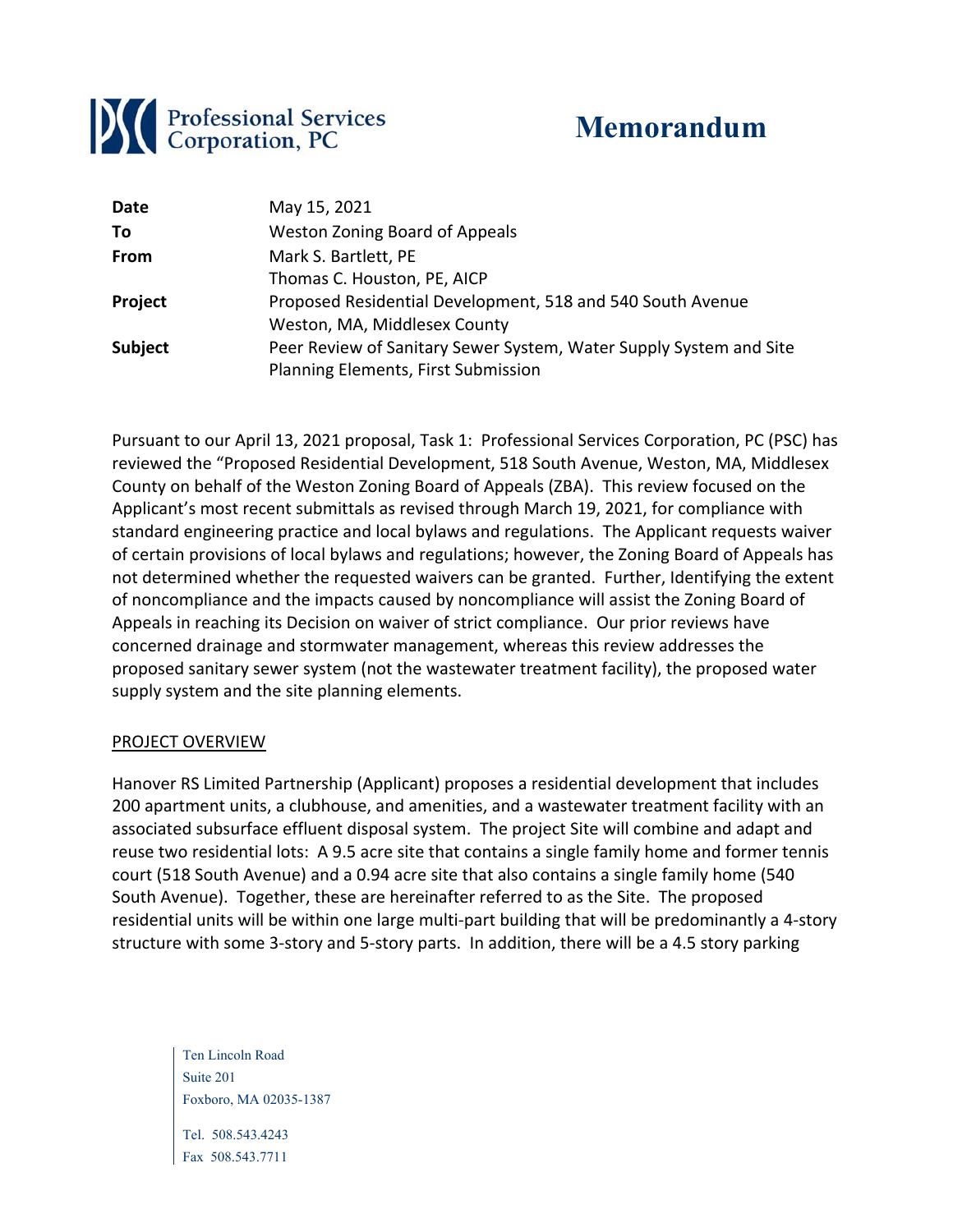Professional Services Corporation, PC

# Memorandum

| | |
|---|---|
| **Date** | May 15, 2021 |
| **To** | Weston Zoning Board of Appeals |
| **From** | Mark S. Bartlett, PE<br>Thomas C. Houston, PE, AICP |
| **Project** | Proposed Residential Development, 518 and 540 South Avenue<br>Weston, MA, Middlesex County |
| **Subject** | Peer Review of Sanitary Sewer System, Water Supply System and Site Planning Elements, First Submission |

Pursuant to our April 13, 2021 proposal, Task 1: Professional Services Corporation, PC (PSC) has reviewed the "Proposed Residential Development, 518 South Avenue, Weston, MA, Middlesex County on behalf of the Weston Zoning Board of Appeals (ZBA). This review focused on the Applicant's most recent submittals as revised through March 19, 2021, for compliance with standard engineering practice and local bylaws and regulations. The Applicant requests waiver of certain provisions of local bylaws and regulations; however, the Zoning Board of Appeals has not determined whether the requested waivers can be granted. Further, Identifying the extent of noncompliance and the impacts caused by noncompliance will assist the Zoning Board of Appeals in reaching its Decision on waiver of strict compliance. Our prior reviews have concerned drainage and stormwater management, whereas this review addresses the proposed sanitary sewer system (not the wastewater treatment facility), the proposed water supply system and the site planning elements.

## PROJECT OVERVIEW

Hanover RS Limited Partnership (Applicant) proposes a residential development that includes 200 apartment units, a clubhouse, and amenities, and a wastewater treatment facility with an associated subsurface effluent disposal system. The project Site will combine and adapt and reuse two residential lots: A 9.5 acre site that contains a single family home and former tennis court (518 South Avenue) and a 0.94 acre site that also contains a single family home (540 South Avenue). Together, these are hereinafter referred to as the Site. The proposed residential units will be within one large multi-part building that will be predominantly a 4-story structure with some 3-story and 5-story parts. In addition, there will be a 4.5 story parking

Ten Lincoln Road
Suite 201
Foxboro, MA 02035-1387

Tel. 508.543.4243
Fax 508.543.7711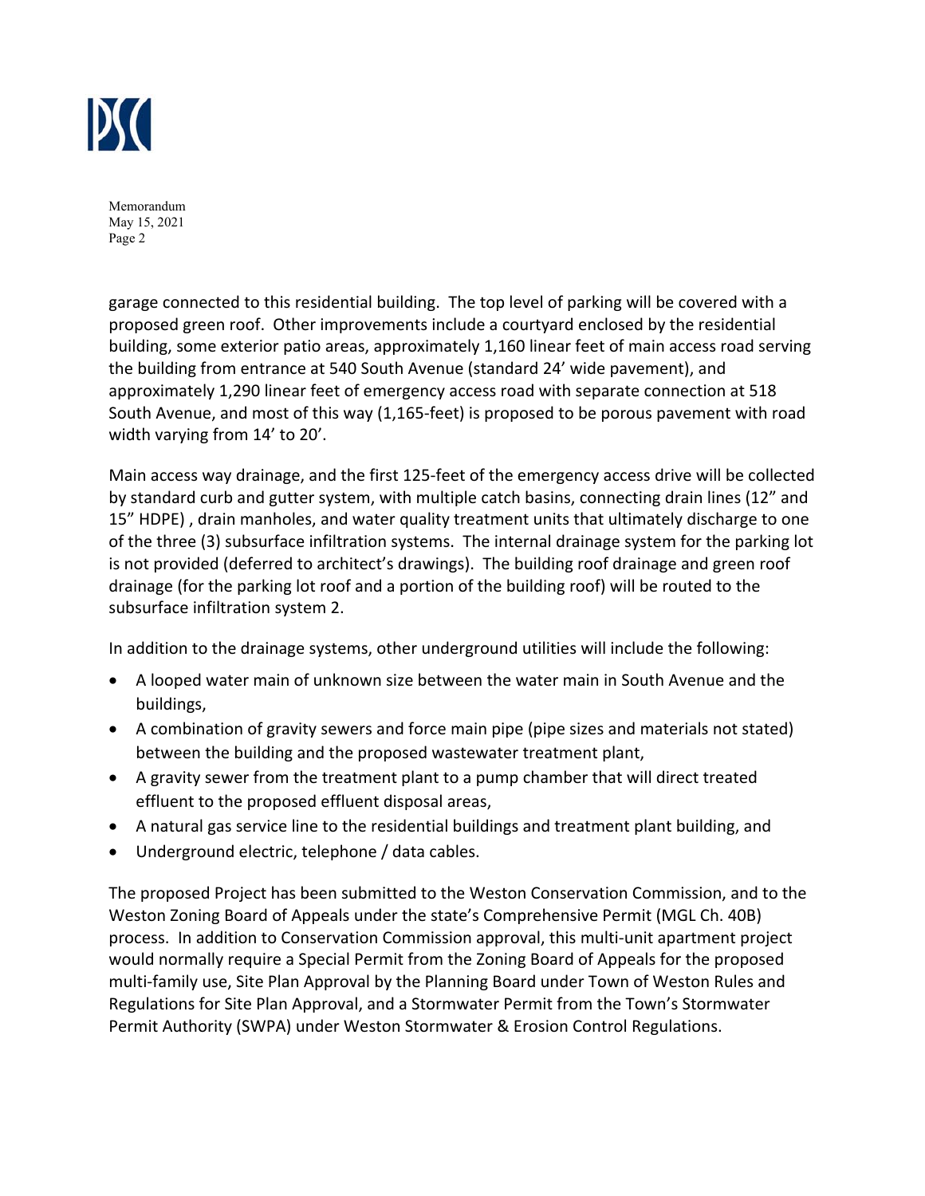garage connected to this residential building. The top level of parking will be covered with a proposed green roof. Other improvements include a courtyard enclosed by the residential building, some exterior patio areas, approximately 1,160 linear feet of main access road serving the building from entrance at 540 South Avenue (standard 24' wide pavement), and approximately 1,290 linear feet of emergency access road with separate connection at 518 South Avenue, and most of this way (1,165-feet) is proposed to be porous pavement with road width varying from 14' to 20'.

Main access way drainage, and the first 125-feet of the emergency access drive will be collected by standard curb and gutter system, with multiple catch basins, connecting drain lines (12" and 15" HDPE) , drain manholes, and water quality treatment units that ultimately discharge to one of the three (3) subsurface infiltration systems. The internal drainage system for the parking lot is not provided (deferred to architect's drawings). The building roof drainage and green roof drainage (for the parking lot roof and a portion of the building roof) will be routed to the subsurface infiltration system 2.

In addition to the drainage systems, other underground utilities will include the following:

- A looped water main of unknown size between the water main in South Avenue and the buildings,
- A combination of gravity sewers and force main pipe (pipe sizes and materials not stated) between the building and the proposed wastewater treatment plant,
- A gravity sewer from the treatment plant to a pump chamber that will direct treated effluent to the proposed effluent disposal areas,
- A natural gas service line to the residential buildings and treatment plant building, and
- Underground electric, telephone / data cables.

The proposed Project has been submitted to the Weston Conservation Commission, and to the Weston Zoning Board of Appeals under the state's Comprehensive Permit (MGL Ch. 40B) process. In addition to Conservation Commission approval, this multi-unit apartment project would normally require a Special Permit from the Zoning Board of Appeals for the proposed multi-family use, Site Plan Approval by the Planning Board under Town of Weston Rules and Regulations for Site Plan Approval, and a Stormwater Permit from the Town's Stormwater Permit Authority (SWPA) under Weston Stormwater & Erosion Control Regulations.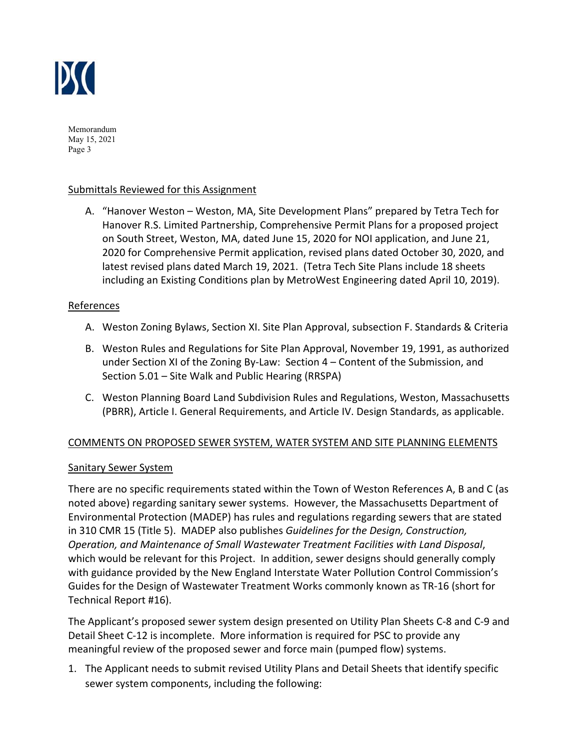## Submittals Reviewed for this Assignment

A. "Hanover Weston – Weston, MA, Site Development Plans" prepared by Tetra Tech for Hanover R.S. Limited Partnership, Comprehensive Permit Plans for a proposed project on South Street, Weston, MA, dated June 15, 2020 for NOI application, and June 21, 2020 for Comprehensive Permit application, revised plans dated October 30, 2020, and latest revised plans dated March 19, 2021. (Tetra Tech Site Plans include 18 sheets including an Existing Conditions plan by MetroWest Engineering dated April 10, 2019).

## References

A. Weston Zoning Bylaws, Section XI. Site Plan Approval, subsection F. Standards & Criteria

B. Weston Rules and Regulations for Site Plan Approval, November 19, 1991, as authorized under Section XI of the Zoning By-Law: Section 4 – Content of the Submission, and Section 5.01 – Site Walk and Public Hearing (RRSPA)

C. Weston Planning Board Land Subdivision Rules and Regulations, Weston, Massachusetts (PBRR), Article I. General Requirements, and Article IV. Design Standards, as applicable.

## COMMENTS ON PROPOSED SEWER SYSTEM, WATER SYSTEM AND SITE PLANNING ELEMENTS

### Sanitary Sewer System

There are no specific requirements stated within the Town of Weston References A, B and C (as noted above) regarding sanitary sewer systems. However, the Massachusetts Department of Environmental Protection (MADEP) has rules and regulations regarding sewers that are stated in 310 CMR 15 (Title 5). MADEP also publishes *Guidelines for the Design, Construction, Operation, and Maintenance of Small Wastewater Treatment Facilities with Land Disposal*, which would be relevant for this Project. In addition, sewer designs should generally comply with guidance provided by the New England Interstate Water Pollution Control Commission's Guides for the Design of Wastewater Treatment Works commonly known as TR-16 (short for Technical Report #16).

The Applicant's proposed sewer system design presented on Utility Plan Sheets C-8 and C-9 and Detail Sheet C-12 is incomplete. More information is required for PSC to provide any meaningful review of the proposed sewer and force main (pumped flow) systems.

1. The Applicant needs to submit revised Utility Plans and Detail Sheets that identify specific sewer system components, including the following: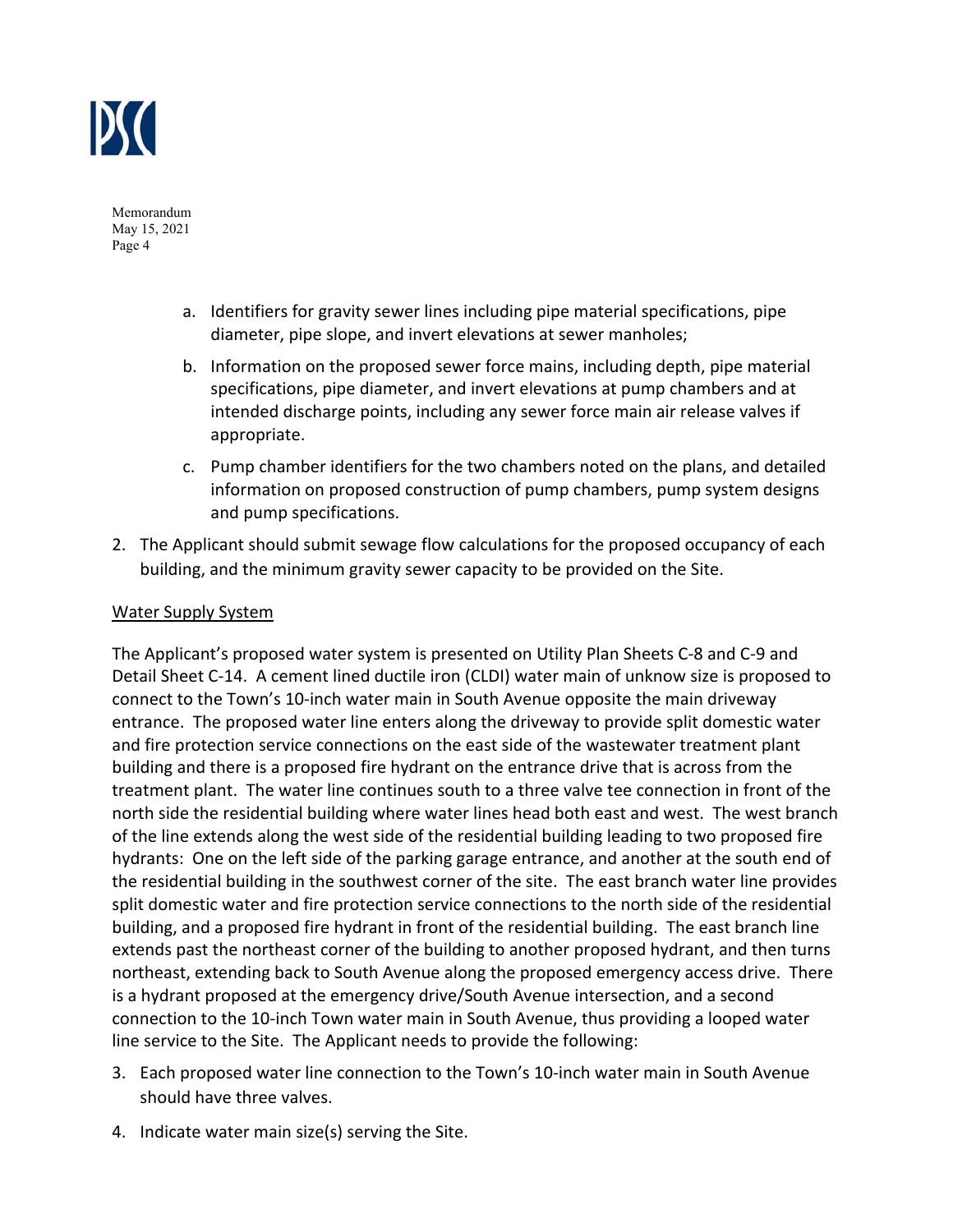a. Identifiers for gravity sewer lines including pipe material specifications, pipe diameter, pipe slope, and invert elevations at sewer manholes;

   b. Information on the proposed sewer force mains, including depth, pipe material specifications, pipe diameter, and invert elevations at pump chambers and at intended discharge points, including any sewer force main air release valves if appropriate.

   c. Pump chamber identifiers for the two chambers noted on the plans, and detailed information on proposed construction of pump chambers, pump system designs and pump specifications.

2. The Applicant should submit sewage flow calculations for the proposed occupancy of each building, and the minimum gravity sewer capacity to be provided on the Site.

<u>Water Supply System</u>

The Applicant's proposed water system is presented on Utility Plan Sheets C-8 and C-9 and Detail Sheet C-14. A cement lined ductile iron (CLDI) water main of unknow size is proposed to connect to the Town's 10-inch water main in South Avenue opposite the main driveway entrance. The proposed water line enters along the driveway to provide split domestic water and fire protection service connections on the east side of the wastewater treatment plant building and there is a proposed fire hydrant on the entrance drive that is across from the treatment plant. The water line continues south to a three valve tee connection in front of the north side the residential building where water lines head both east and west. The west branch of the line extends along the west side of the residential building leading to two proposed fire hydrants: One on the left side of the parking garage entrance, and another at the south end of the residential building in the southwest corner of the site. The east branch water line provides split domestic water and fire protection service connections to the north side of the residential building, and a proposed fire hydrant in front of the residential building. The east branch line extends past the northeast corner of the building to another proposed hydrant, and then turns northeast, extending back to South Avenue along the proposed emergency access drive. There is a hydrant proposed at the emergency drive/South Avenue intersection, and a second connection to the 10-inch Town water main in South Avenue, thus providing a looped water line service to the Site. The Applicant needs to provide the following:

3. Each proposed water line connection to the Town's 10-inch water main in South Avenue should have three valves.

4. Indicate water main size(s) serving the Site.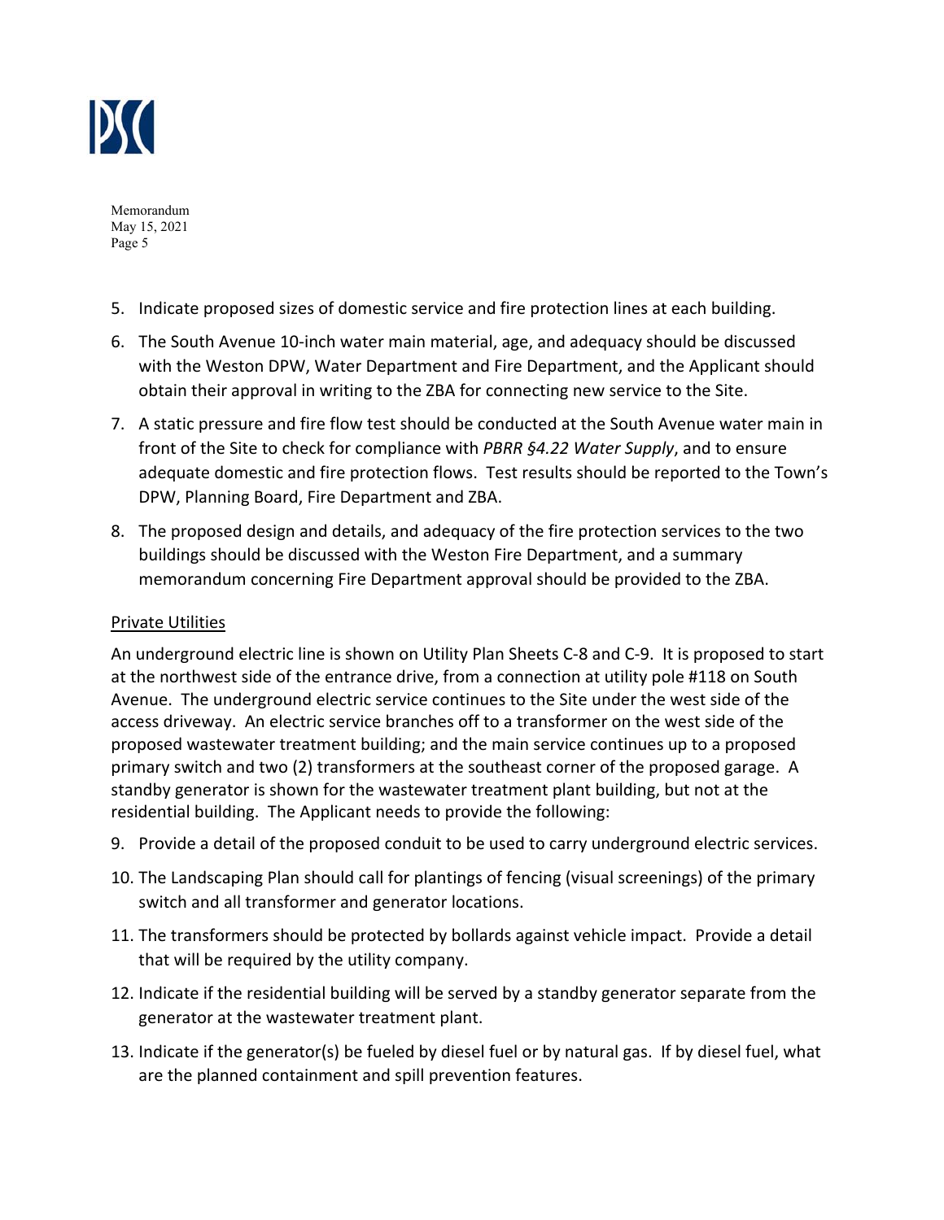5. Indicate proposed sizes of domestic service and fire protection lines at each building.
6. The South Avenue 10-inch water main material, age, and adequacy should be discussed with the Weston DPW, Water Department and Fire Department, and the Applicant should obtain their approval in writing to the ZBA for connecting new service to the Site.
7. A static pressure and fire flow test should be conducted at the South Avenue water main in front of the Site to check for compliance with *PBRR §4.22 Water Supply*, and to ensure adequate domestic and fire protection flows. Test results should be reported to the Town's DPW, Planning Board, Fire Department and ZBA.
8. The proposed design and details, and adequacy of the fire protection services to the two buildings should be discussed with the Weston Fire Department, and a summary memorandum concerning Fire Department approval should be provided to the ZBA.

<u>Private Utilities</u>

An underground electric line is shown on Utility Plan Sheets C-8 and C-9. It is proposed to start at the northwest side of the entrance drive, from a connection at utility pole #118 on South Avenue. The underground electric service continues to the Site under the west side of the access driveway. An electric service branches off to a transformer on the west side of the proposed wastewater treatment building; and the main service continues up to a proposed primary switch and two (2) transformers at the southeast corner of the proposed garage. A standby generator is shown for the wastewater treatment plant building, but not at the residential building. The Applicant needs to provide the following:

9. Provide a detail of the proposed conduit to be used to carry underground electric services.
10. The Landscaping Plan should call for plantings of fencing (visual screenings) of the primary switch and all transformer and generator locations.
11. The transformers should be protected by bollards against vehicle impact. Provide a detail that will be required by the utility company.
12. Indicate if the residential building will be served by a standby generator separate from the generator at the wastewater treatment plant.
13. Indicate if the generator(s) be fueled by diesel fuel or by natural gas. If by diesel fuel, what are the planned containment and spill prevention features.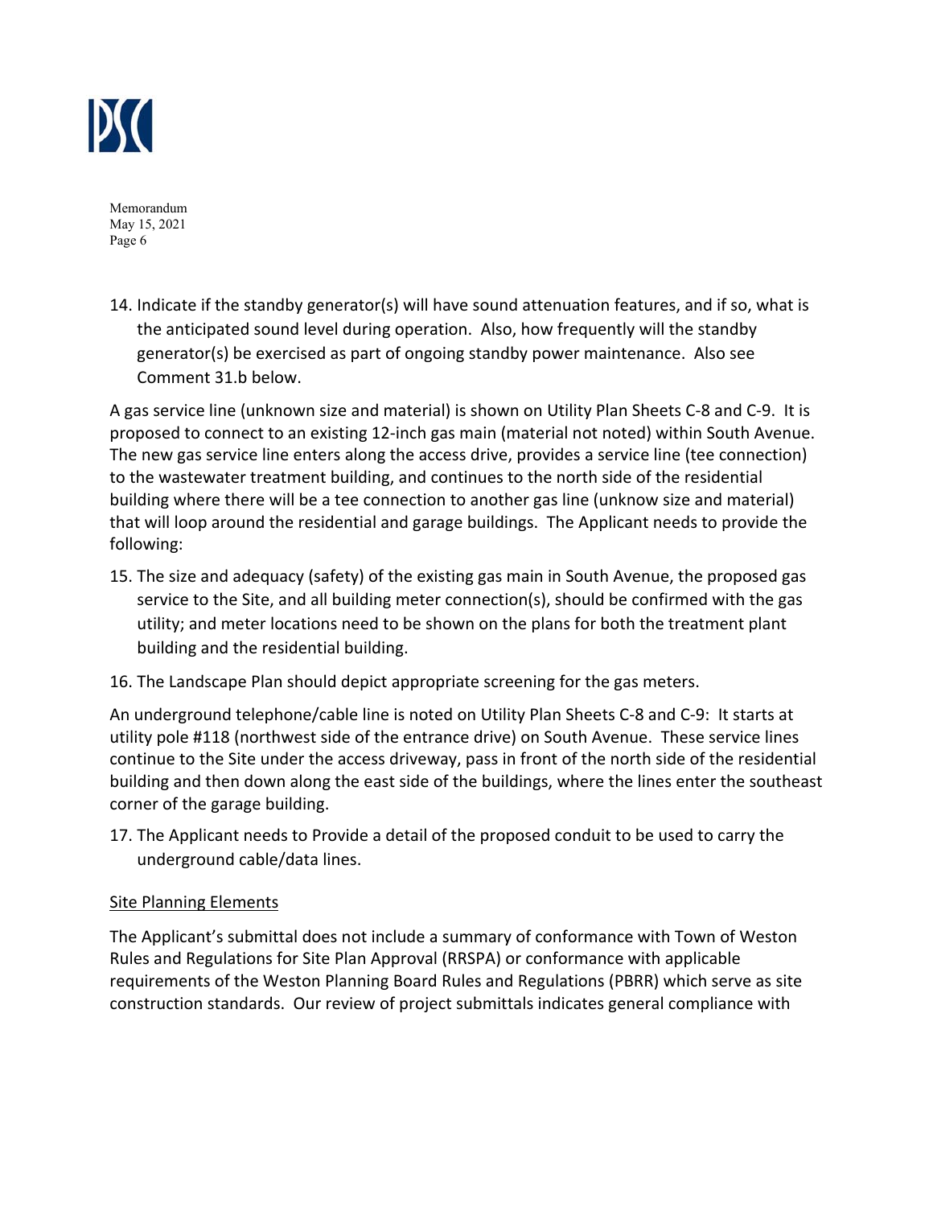14. Indicate if the standby generator(s) will have sound attenuation features, and if so, what is the anticipated sound level during operation. Also, how frequently will the standby generator(s) be exercised as part of ongoing standby power maintenance. Also see Comment 31.b below.

A gas service line (unknown size and material) is shown on Utility Plan Sheets C-8 and C-9. It is proposed to connect to an existing 12-inch gas main (material not noted) within South Avenue. The new gas service line enters along the access drive, provides a service line (tee connection) to the wastewater treatment building, and continues to the north side of the residential building where there will be a tee connection to another gas line (unknow size and material) that will loop around the residential and garage buildings. The Applicant needs to provide the following:

15. The size and adequacy (safety) of the existing gas main in South Avenue, the proposed gas service to the Site, and all building meter connection(s), should be confirmed with the gas utility; and meter locations need to be shown on the plans for both the treatment plant building and the residential building.
16. The Landscape Plan should depict appropriate screening for the gas meters.

An underground telephone/cable line is noted on Utility Plan Sheets C-8 and C-9: It starts at utility pole #118 (northwest side of the entrance drive) on South Avenue. These service lines continue to the Site under the access driveway, pass in front of the north side of the residential building and then down along the east side of the buildings, where the lines enter the southeast corner of the garage building.

17. The Applicant needs to Provide a detail of the proposed conduit to be used to carry the underground cable/data lines.

## Site Planning Elements

The Applicant's submittal does not include a summary of conformance with Town of Weston Rules and Regulations for Site Plan Approval (RRSPA) or conformance with applicable requirements of the Weston Planning Board Rules and Regulations (PBRR) which serve as site construction standards. Our review of project submittals indicates general compliance with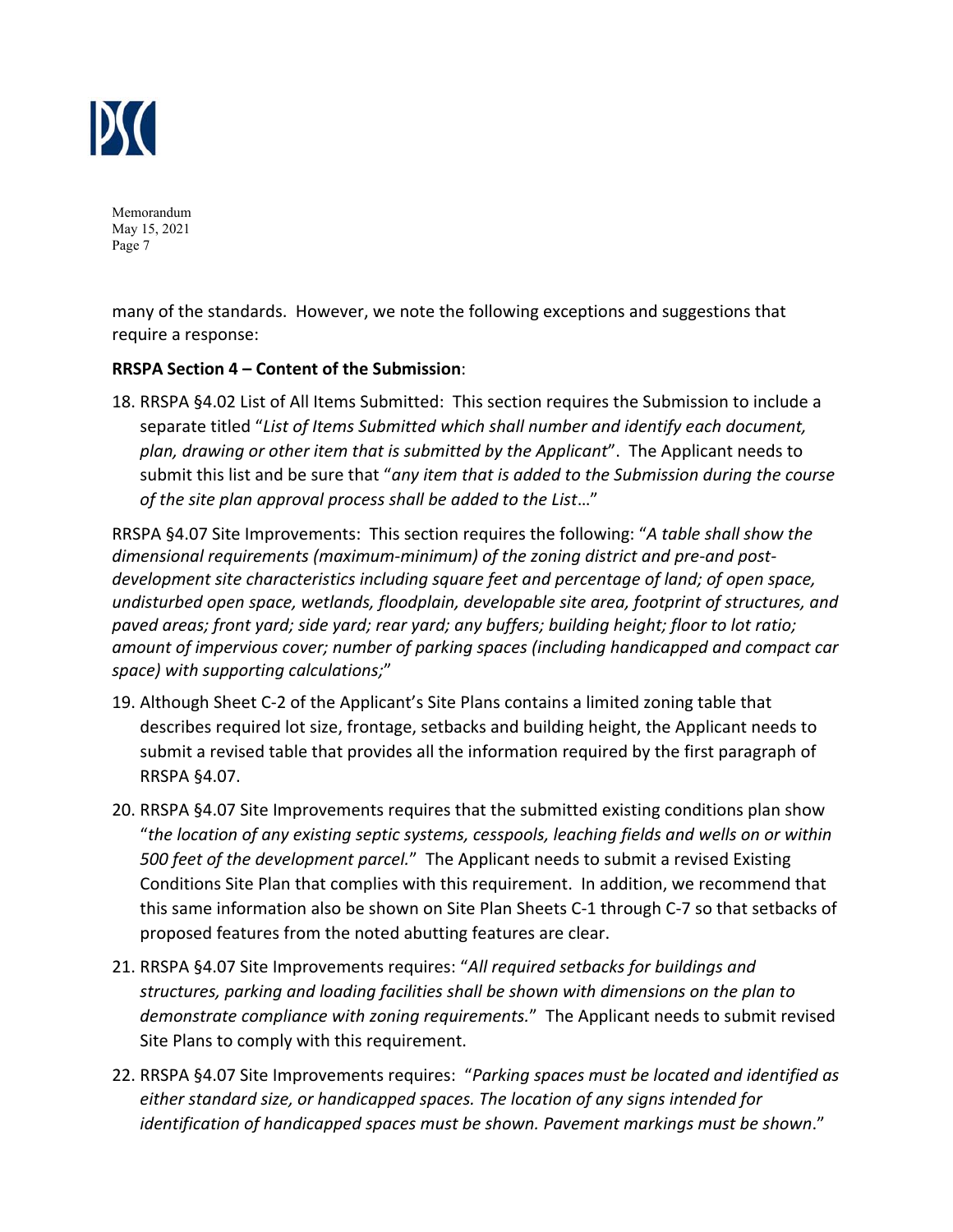many of the standards. However, we note the following exceptions and suggestions that require a response:

**RRSPA Section 4 – Content of the Submission**:

18. RRSPA §4.02 List of All Items Submitted: This section requires the Submission to include a separate titled "*List of Items Submitted which shall number and identify each document, plan, drawing or other item that is submitted by the Applicant*". The Applicant needs to submit this list and be sure that "*any item that is added to the Submission during the course of the site plan approval process shall be added to the List*…"

RRSPA §4.07 Site Improvements: This section requires the following: "*A table shall show the dimensional requirements (maximum-minimum) of the zoning district and pre-and post-development site characteristics including square feet and percentage of land; of open space, undisturbed open space, wetlands, floodplain, developable site area, footprint of structures, and paved areas; front yard; side yard; rear yard; any buffers; building height; floor to lot ratio; amount of impervious cover; number of parking spaces (including handicapped and compact car space) with supporting calculations;*"

19. Although Sheet C-2 of the Applicant's Site Plans contains a limited zoning table that describes required lot size, frontage, setbacks and building height, the Applicant needs to submit a revised table that provides all the information required by the first paragraph of RRSPA §4.07.
20. RRSPA §4.07 Site Improvements requires that the submitted existing conditions plan show "*the location of any existing septic systems, cesspools, leaching fields and wells on or within 500 feet of the development parcel.*" The Applicant needs to submit a revised Existing Conditions Site Plan that complies with this requirement. In addition, we recommend that this same information also be shown on Site Plan Sheets C-1 through C-7 so that setbacks of proposed features from the noted abutting features are clear.
21. RRSPA §4.07 Site Improvements requires: "*All required setbacks for buildings and structures, parking and loading facilities shall be shown with dimensions on the plan to demonstrate compliance with zoning requirements.*" The Applicant needs to submit revised Site Plans to comply with this requirement.
22. RRSPA §4.07 Site Improvements requires: "*Parking spaces must be located and identified as either standard size, or handicapped spaces. The location of any signs intended for identification of handicapped spaces must be shown. Pavement markings must be shown*."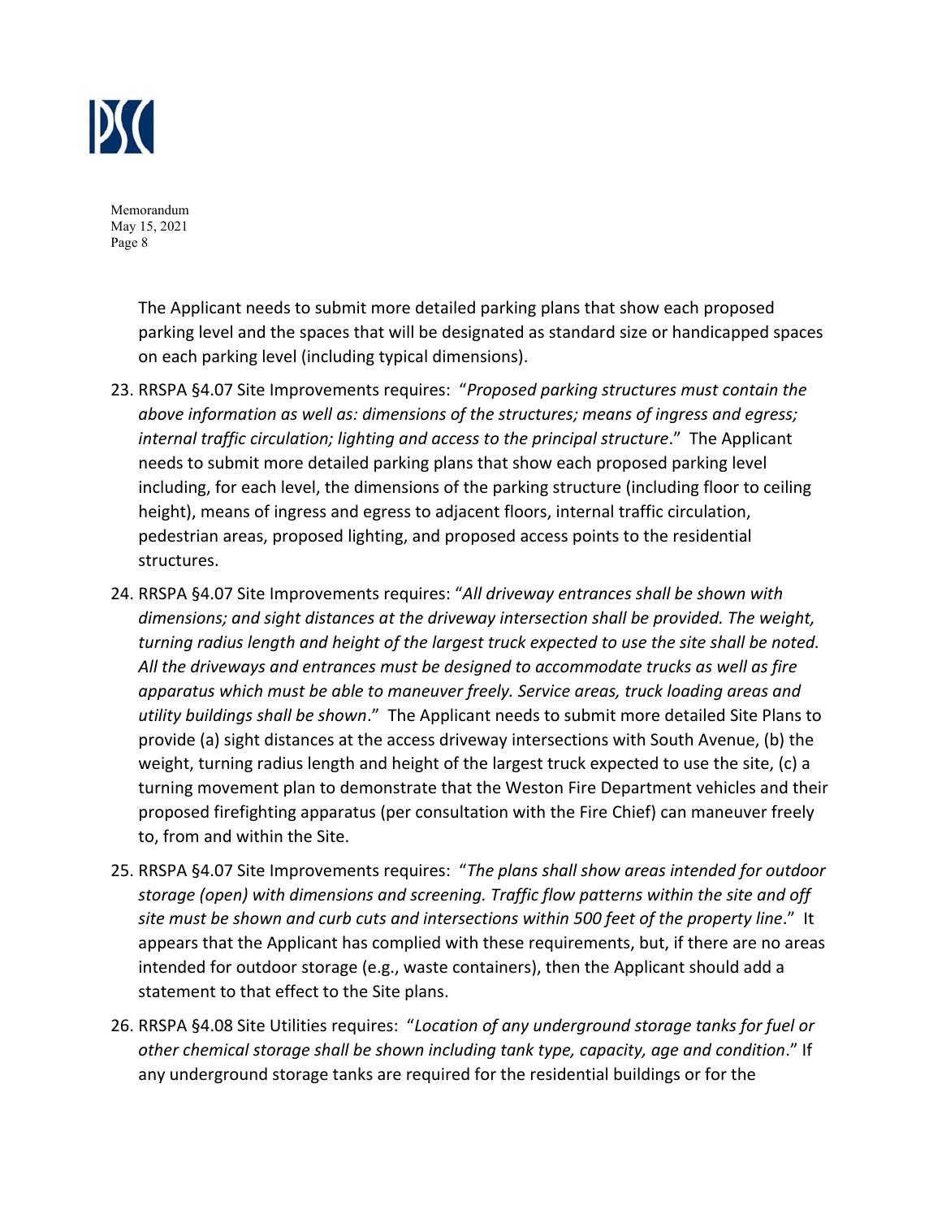The Applicant needs to submit more detailed parking plans that show each proposed parking level and the spaces that will be designated as standard size or handicapped spaces on each parking level (including typical dimensions).

23. RRSPA §4.07 Site Improvements requires: "*Proposed parking structures must contain the above information as well as: dimensions of the structures; means of ingress and egress; internal traffic circulation; lighting and access to the principal structure*." The Applicant needs to submit more detailed parking plans that show each proposed parking level including, for each level, the dimensions of the parking structure (including floor to ceiling height), means of ingress and egress to adjacent floors, internal traffic circulation, pedestrian areas, proposed lighting, and proposed access points to the residential structures.

24. RRSPA §4.07 Site Improvements requires: "*All driveway entrances shall be shown with dimensions; and sight distances at the driveway intersection shall be provided. The weight, turning radius length and height of the largest truck expected to use the site shall be noted. All the driveways and entrances must be designed to accommodate trucks as well as fire apparatus which must be able to maneuver freely. Service areas, truck loading areas and utility buildings shall be shown*." The Applicant needs to submit more detailed Site Plans to provide (a) sight distances at the access driveway intersections with South Avenue, (b) the weight, turning radius length and height of the largest truck expected to use the site, (c) a turning movement plan to demonstrate that the Weston Fire Department vehicles and their proposed firefighting apparatus (per consultation with the Fire Chief) can maneuver freely to, from and within the Site.

25. RRSPA §4.07 Site Improvements requires: "*The plans shall show areas intended for outdoor storage (open) with dimensions and screening. Traffic flow patterns within the site and off site must be shown and curb cuts and intersections within 500 feet of the property line*." It appears that the Applicant has complied with these requirements, but, if there are no areas intended for outdoor storage (e.g., waste containers), then the Applicant should add a statement to that effect to the Site plans.

26. RRSPA §4.08 Site Utilities requires: "*Location of any underground storage tanks for fuel or other chemical storage shall be shown including tank type, capacity, age and condition*." If any underground storage tanks are required for the residential buildings or for the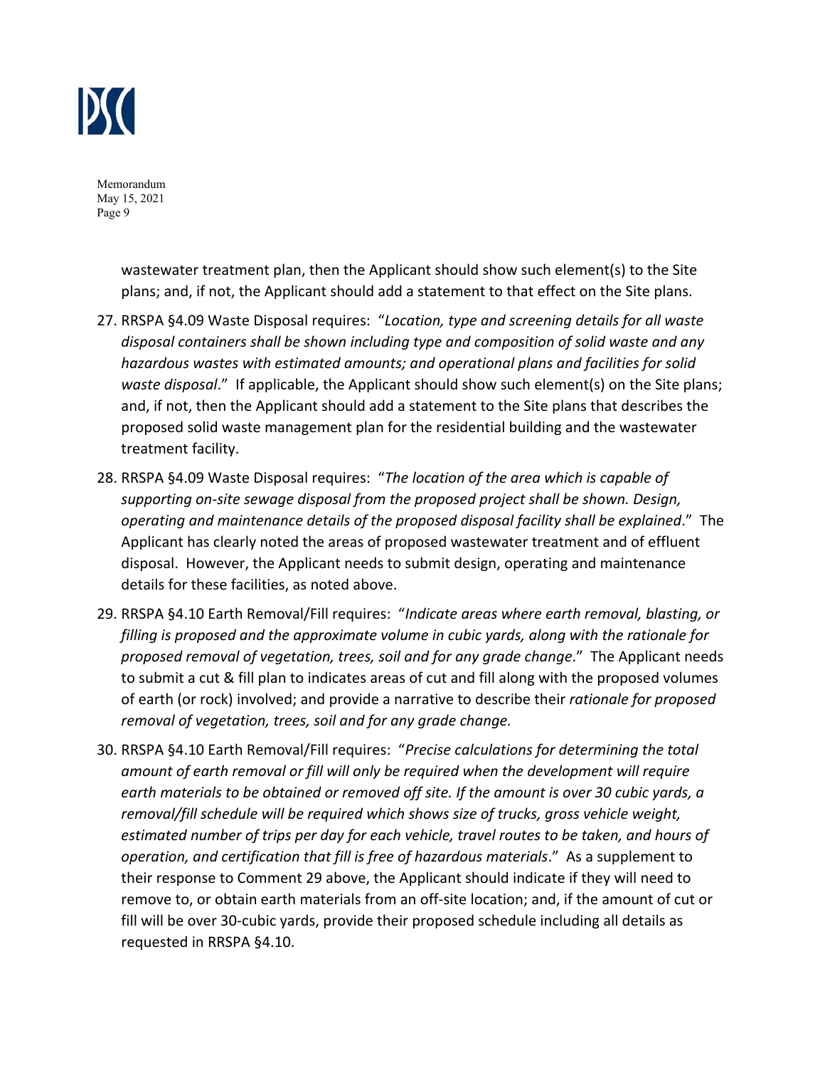wastewater treatment plan, then the Applicant should show such element(s) to the Site plans; and, if not, the Applicant should add a statement to that effect on the Site plans.

27. RRSPA §4.09 Waste Disposal requires: "*Location, type and screening details for all waste disposal containers shall be shown including type and composition of solid waste and any hazardous wastes with estimated amounts; and operational plans and facilities for solid waste disposal*." If applicable, the Applicant should show such element(s) on the Site plans; and, if not, then the Applicant should add a statement to the Site plans that describes the proposed solid waste management plan for the residential building and the wastewater treatment facility.

28. RRSPA §4.09 Waste Disposal requires: "*The location of the area which is capable of supporting on-site sewage disposal from the proposed project shall be shown. Design, operating and maintenance details of the proposed disposal facility shall be explained*." The Applicant has clearly noted the areas of proposed wastewater treatment and of effluent disposal. However, the Applicant needs to submit design, operating and maintenance details for these facilities, as noted above.

29. RRSPA §4.10 Earth Removal/Fill requires: "*Indicate areas where earth removal, blasting, or filling is proposed and the approximate volume in cubic yards, along with the rationale for proposed removal of vegetation, trees, soil and for any grade change*." The Applicant needs to submit a cut & fill plan to indicates areas of cut and fill along with the proposed volumes of earth (or rock) involved; and provide a narrative to describe their *rationale for proposed removal of vegetation, trees, soil and for any grade change.*

30. RRSPA §4.10 Earth Removal/Fill requires: "*Precise calculations for determining the total amount of earth removal or fill will only be required when the development will require earth materials to be obtained or removed off site. If the amount is over 30 cubic yards, a removal/fill schedule will be required which shows size of trucks, gross vehicle weight, estimated number of trips per day for each vehicle, travel routes to be taken, and hours of operation, and certification that fill is free of hazardous materials*." As a supplement to their response to Comment 29 above, the Applicant should indicate if they will need to remove to, or obtain earth materials from an off-site location; and, if the amount of cut or fill will be over 30-cubic yards, provide their proposed schedule including all details as requested in RRSPA §4.10.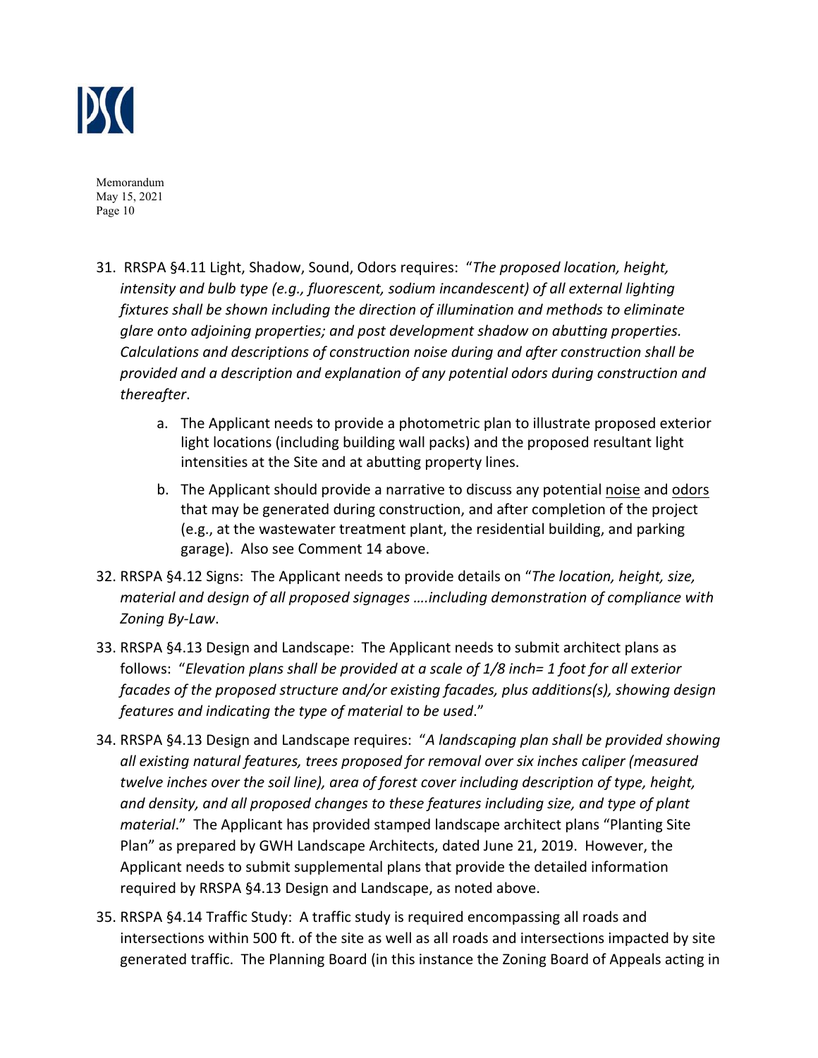31. RRSPA §4.11 Light, Shadow, Sound, Odors requires: "*The proposed location, height, intensity and bulb type (e.g., fluorescent, sodium incandescent) of all external lighting fixtures shall be shown including the direction of illumination and methods to eliminate glare onto adjoining properties; and post development shadow on abutting properties. Calculations and descriptions of construction noise during and after construction shall be provided and a description and explanation of any potential odors during construction and thereafter*.
    a. The Applicant needs to provide a photometric plan to illustrate proposed exterior light locations (including building wall packs) and the proposed resultant light intensities at the Site and at abutting property lines.
    b. The Applicant should provide a narrative to discuss any potential noise and odors that may be generated during construction, and after completion of the project (e.g., at the wastewater treatment plant, the residential building, and parking garage). Also see Comment 14 above.
32. RRSPA §4.12 Signs: The Applicant needs to provide details on "*The location, height, size, material and design of all proposed signages ….including demonstration of compliance with Zoning By-Law*.
33. RRSPA §4.13 Design and Landscape: The Applicant needs to submit architect plans as follows: "*Elevation plans shall be provided at a scale of 1/8 inch= 1 foot for all exterior facades of the proposed structure and/or existing facades, plus additions(s), showing design features and indicating the type of material to be used*."
34. RRSPA §4.13 Design and Landscape requires: "*A landscaping plan shall be provided showing all existing natural features, trees proposed for removal over six inches caliper (measured twelve inches over the soil line), area of forest cover including description of type, height, and density, and all proposed changes to these features including size, and type of plant material*." The Applicant has provided stamped landscape architect plans "Planting Site Plan" as prepared by GWH Landscape Architects, dated June 21, 2019. However, the Applicant needs to submit supplemental plans that provide the detailed information required by RRSPA §4.13 Design and Landscape, as noted above.
35. RRSPA §4.14 Traffic Study: A traffic study is required encompassing all roads and intersections within 500 ft. of the site as well as all roads and intersections impacted by site generated traffic. The Planning Board (in this instance the Zoning Board of Appeals acting in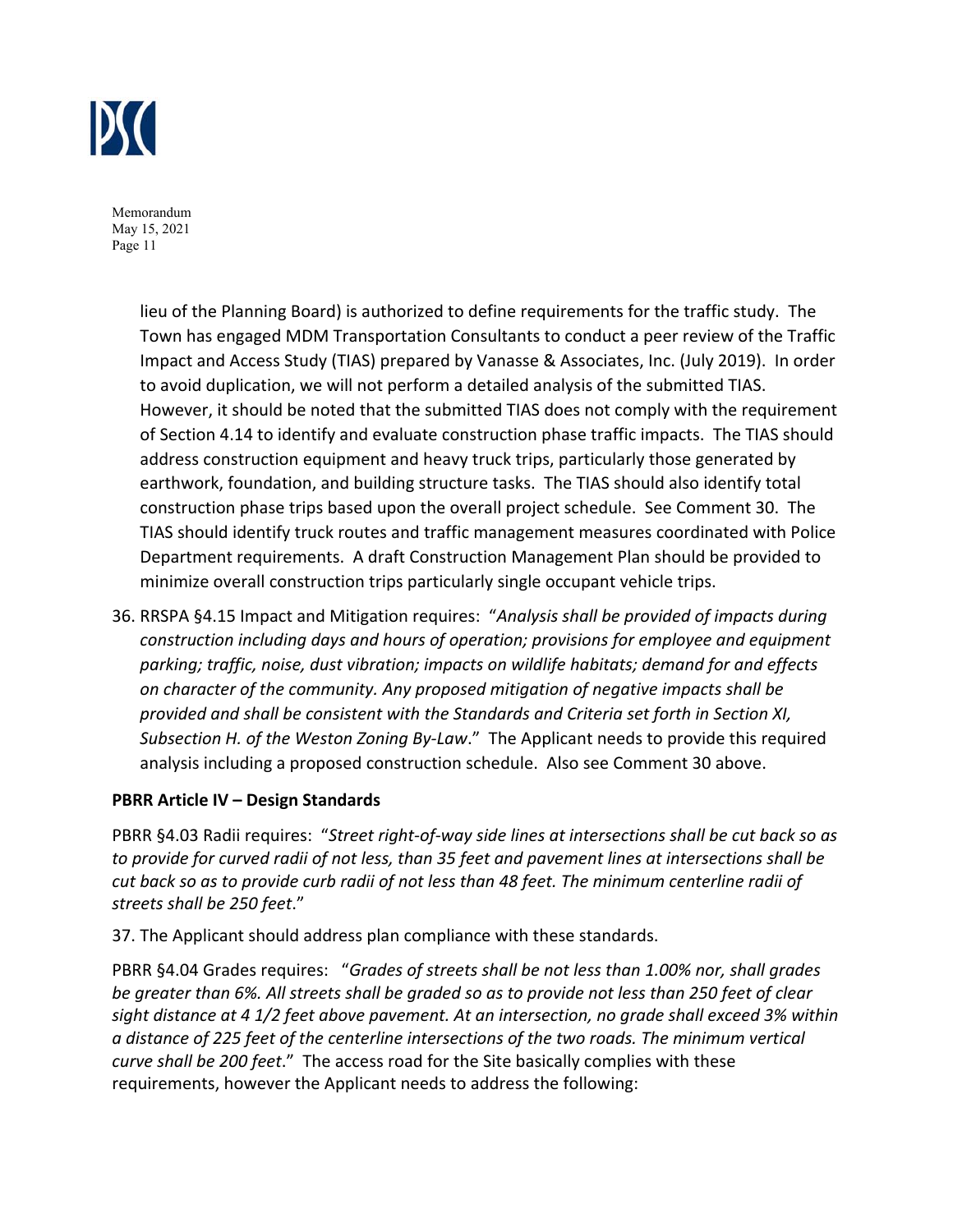lieu of the Planning Board) is authorized to define requirements for the traffic study. The Town has engaged MDM Transportation Consultants to conduct a peer review of the Traffic Impact and Access Study (TIAS) prepared by Vanasse & Associates, Inc. (July 2019). In order to avoid duplication, we will not perform a detailed analysis of the submitted TIAS. However, it should be noted that the submitted TIAS does not comply with the requirement of Section 4.14 to identify and evaluate construction phase traffic impacts. The TIAS should address construction equipment and heavy truck trips, particularly those generated by earthwork, foundation, and building structure tasks. The TIAS should also identify total construction phase trips based upon the overall project schedule. See Comment 30. The TIAS should identify truck routes and traffic management measures coordinated with Police Department requirements. A draft Construction Management Plan should be provided to minimize overall construction trips particularly single occupant vehicle trips.

36. RRSPA §4.15 Impact and Mitigation requires: "*Analysis shall be provided of impacts during construction including days and hours of operation; provisions for employee and equipment parking; traffic, noise, dust vibration; impacts on wildlife habitats; demand for and effects on character of the community. Any proposed mitigation of negative impacts shall be provided and shall be consistent with the Standards and Criteria set forth in Section XI, Subsection H. of the Weston Zoning By-Law*." The Applicant needs to provide this required analysis including a proposed construction schedule. Also see Comment 30 above.

**PBRR Article IV – Design Standards**

PBRR §4.03 Radii requires: "*Street right-of-way side lines at intersections shall be cut back so as to provide for curved radii of not less, than 35 feet and pavement lines at intersections shall be cut back so as to provide curb radii of not less than 48 feet. The minimum centerline radii of streets shall be 250 feet*."

37. The Applicant should address plan compliance with these standards.

PBRR §4.04 Grades requires: "*Grades of streets shall be not less than 1.00% nor, shall grades be greater than 6%. All streets shall be graded so as to provide not less than 250 feet of clear sight distance at 4 1/2 feet above pavement. At an intersection, no grade shall exceed 3% within a distance of 225 feet of the centerline intersections of the two roads. The minimum vertical curve shall be 200 feet*." The access road for the Site basically complies with these requirements, however the Applicant needs to address the following: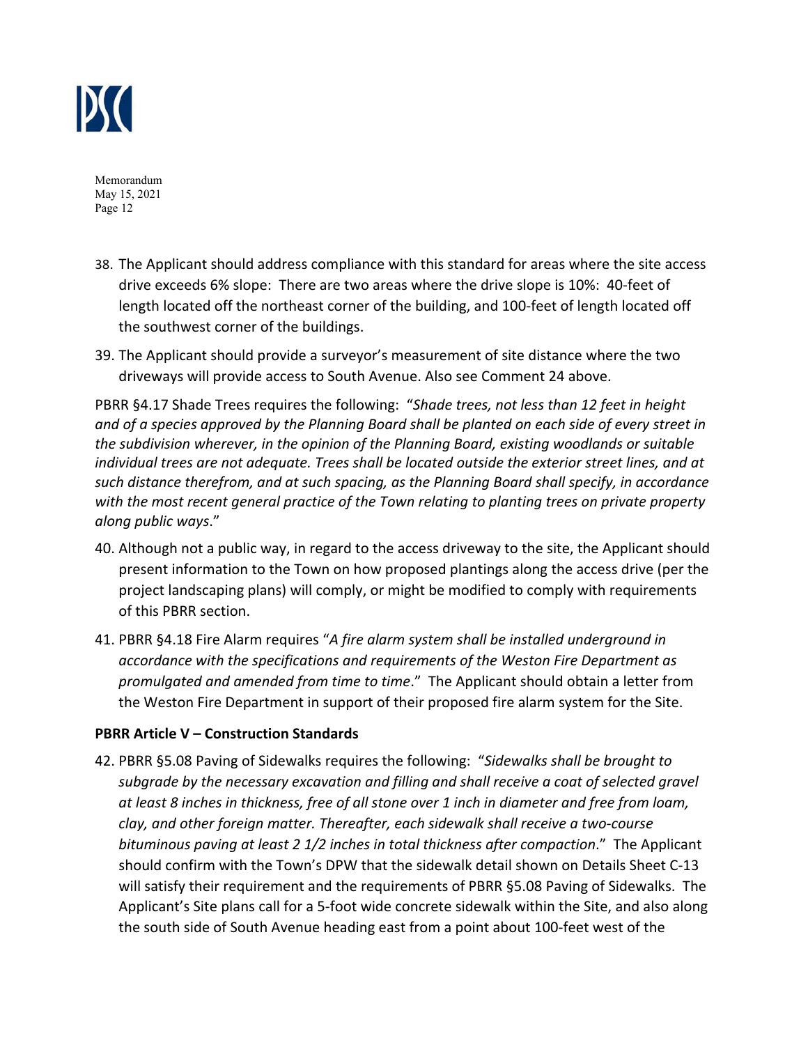38. The Applicant should address compliance with this standard for areas where the site access drive exceeds 6% slope: There are two areas where the drive slope is 10%: 40-feet of length located off the northeast corner of the building, and 100-feet of length located off the southwest corner of the buildings.

39. The Applicant should provide a surveyor's measurement of site distance where the two driveways will provide access to South Avenue. Also see Comment 24 above.

PBRR §4.17 Shade Trees requires the following: "*Shade trees, not less than 12 feet in height and of a species approved by the Planning Board shall be planted on each side of every street in the subdivision wherever, in the opinion of the Planning Board, existing woodlands or suitable individual trees are not adequate. Trees shall be located outside the exterior street lines, and at such distance therefrom, and at such spacing, as the Planning Board shall specify, in accordance with the most recent general practice of the Town relating to planting trees on private property along public ways*."

40. Although not a public way, in regard to the access driveway to the site, the Applicant should present information to the Town on how proposed plantings along the access drive (per the project landscaping plans) will comply, or might be modified to comply with requirements of this PBRR section.

41. PBRR §4.18 Fire Alarm requires "*A fire alarm system shall be installed underground in accordance with the specifications and requirements of the Weston Fire Department as promulgated and amended from time to time*." The Applicant should obtain a letter from the Weston Fire Department in support of their proposed fire alarm system for the Site.

**PBRR Article V – Construction Standards**

42. PBRR §5.08 Paving of Sidewalks requires the following: "*Sidewalks shall be brought to subgrade by the necessary excavation and filling and shall receive a coat of selected gravel at least 8 inches in thickness, free of all stone over 1 inch in diameter and free from loam, clay, and other foreign matter. Thereafter, each sidewalk shall receive a two-course bituminous paving at least 2 1/2 inches in total thickness after compaction*." The Applicant should confirm with the Town's DPW that the sidewalk detail shown on Details Sheet C-13 will satisfy their requirement and the requirements of PBRR §5.08 Paving of Sidewalks. The Applicant's Site plans call for a 5-foot wide concrete sidewalk within the Site, and also along the south side of South Avenue heading east from a point about 100-feet west of the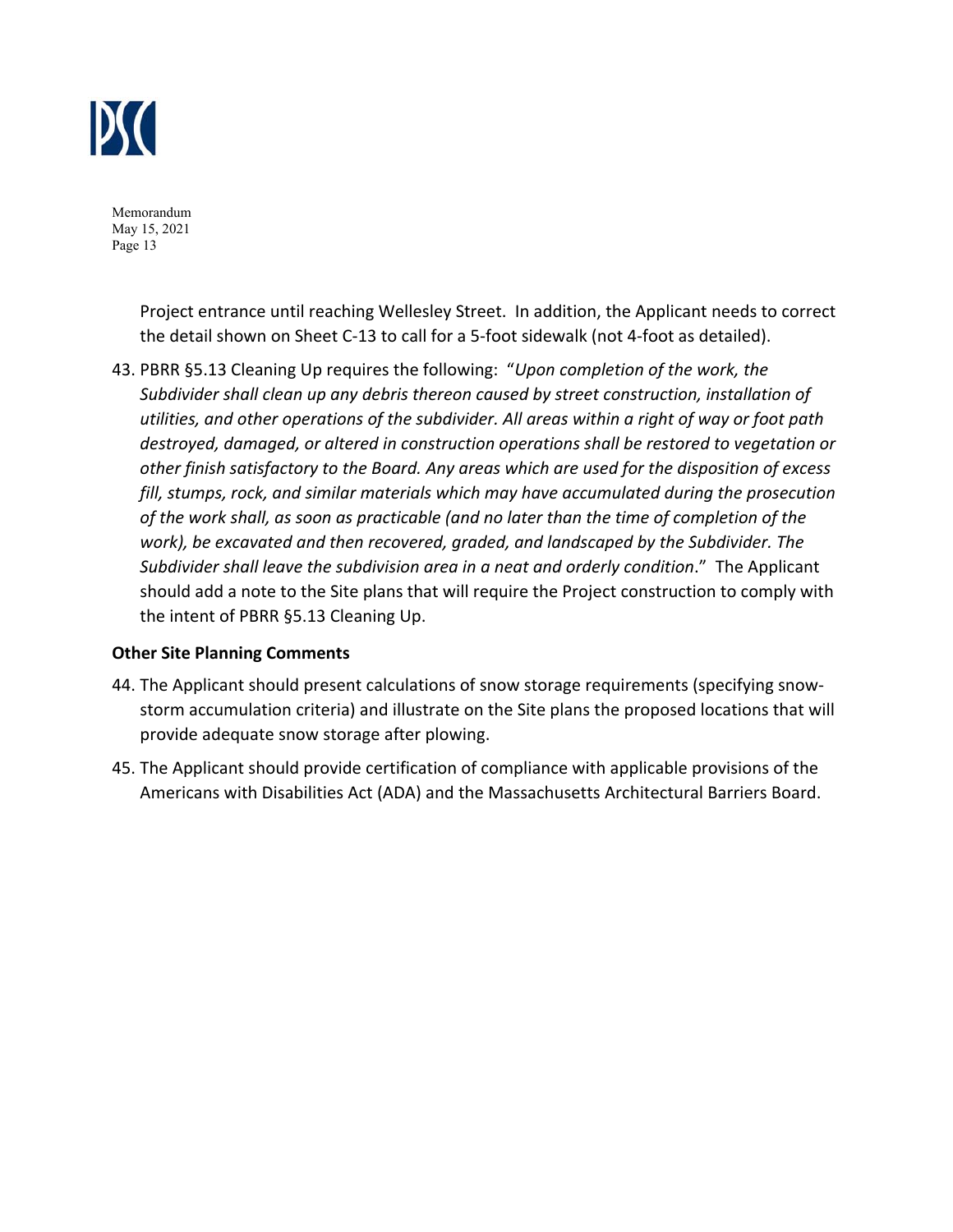Project entrance until reaching Wellesley Street. In addition, the Applicant needs to correct the detail shown on Sheet C-13 to call for a 5-foot sidewalk (not 4-foot as detailed).

43. PBRR §5.13 Cleaning Up requires the following: "*Upon completion of the work, the Subdivider shall clean up any debris thereon caused by street construction, installation of utilities, and other operations of the subdivider. All areas within a right of way or foot path destroyed, damaged, or altered in construction operations shall be restored to vegetation or other finish satisfactory to the Board. Any areas which are used for the disposition of excess fill, stumps, rock, and similar materials which may have accumulated during the prosecution of the work shall, as soon as practicable (and no later than the time of completion of the work), be excavated and then recovered, graded, and landscaped by the Subdivider. The Subdivider shall leave the subdivision area in a neat and orderly condition*." The Applicant should add a note to the Site plans that will require the Project construction to comply with the intent of PBRR §5.13 Cleaning Up.

**Other Site Planning Comments**

44. The Applicant should present calculations of snow storage requirements (specifying snow-storm accumulation criteria) and illustrate on the Site plans the proposed locations that will provide adequate snow storage after plowing.

45. The Applicant should provide certification of compliance with applicable provisions of the Americans with Disabilities Act (ADA) and the Massachusetts Architectural Barriers Board.